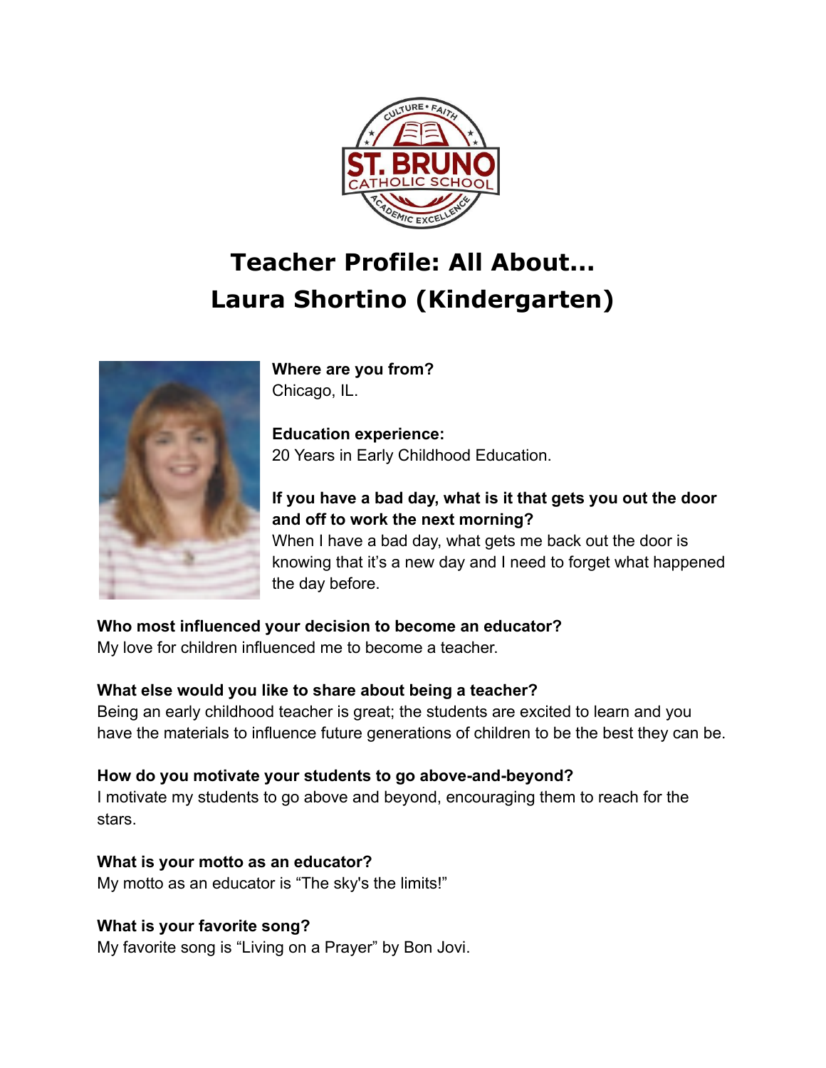# Teacher Profile: All About... Laura Shortino (Kindergarten)

**Where are you from?**
Chicago, IL.

**Education experience:**
20 Years in Early Childhood Education.

**If you have a bad day, what is it that gets you out the door and off to work the next morning?**
When I have a bad day, what gets me back out the door is knowing that it's a new day and I need to forget what happened the day before.

**Who most influenced your decision to become an educator?**
My love for children influenced me to become a teacher.

**What else would you like to share about being a teacher?**
Being an early childhood teacher is great; the students are excited to learn and you have the materials to influence future generations of children to be the best they can be.

**How do you motivate your students to go above-and-beyond?**
I motivate my students to go above and beyond, encouraging them to reach for the stars.

**What is your motto as an educator?**
My motto as an educator is "The sky's the limits!"

**What is your favorite song?**
My favorite song is "Living on a Prayer" by Bon Jovi.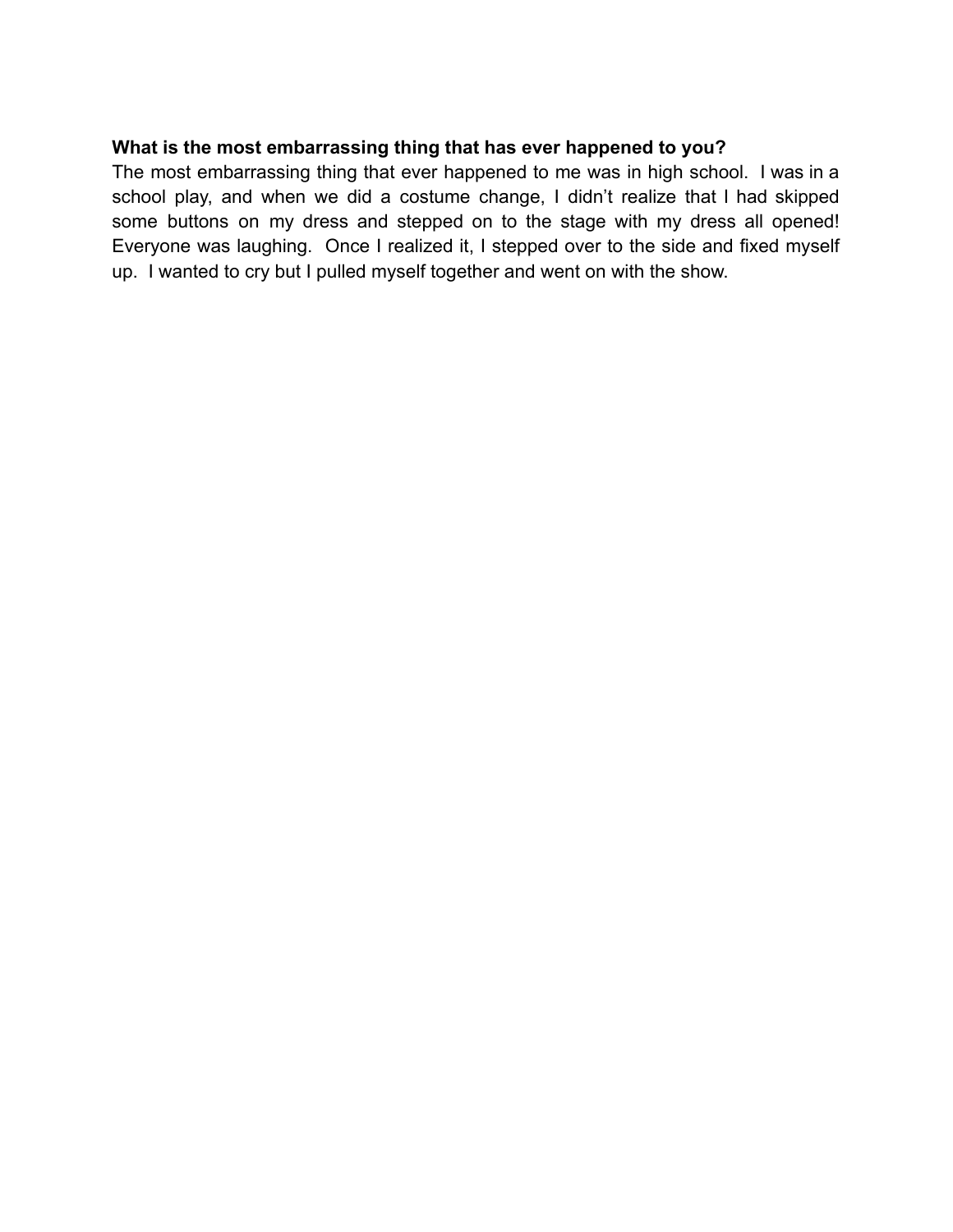**What is the most embarrassing thing that has ever happened to you?**

The most embarrassing thing that ever happened to me was in high school. I was in a school play, and when we did a costume change, I didn't realize that I had skipped some buttons on my dress and stepped on to the stage with my dress all opened! Everyone was laughing. Once I realized it, I stepped over to the side and fixed myself up. I wanted to cry but I pulled myself together and went on with the show.